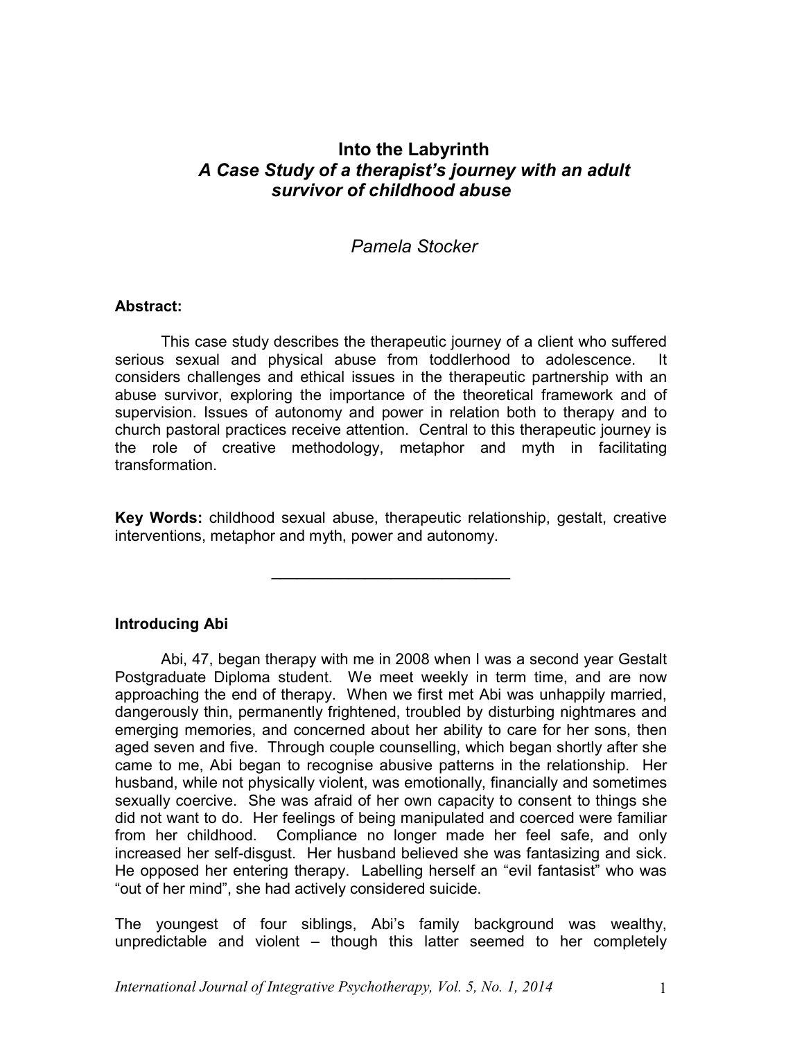# Into the Labyrinth

## *A Case Study of a therapist's journey with an adult survivor of childhood abuse*

*Pamela Stocker*

**Abstract:**

This case study describes the therapeutic journey of a client who suffered serious sexual and physical abuse from toddlerhood to adolescence. It considers challenges and ethical issues in the therapeutic partnership with an abuse survivor, exploring the importance of the theoretical framework and of supervision. Issues of autonomy and power in relation both to therapy and to church pastoral practices receive attention. Central to this therapeutic journey is the role of creative methodology, metaphor and myth in facilitating transformation.

**Key Words:** childhood sexual abuse, therapeutic relationship, gestalt, creative interventions, metaphor and myth, power and autonomy.

---

**Introducing Abi**

Abi, 47, began therapy with me in 2008 when I was a second year Gestalt Postgraduate Diploma student. We meet weekly in term time, and are now approaching the end of therapy. When we first met Abi was unhappily married, dangerously thin, permanently frightened, troubled by disturbing nightmares and emerging memories, and concerned about her ability to care for her sons, then aged seven and five. Through couple counselling, which began shortly after she came to me, Abi began to recognise abusive patterns in the relationship. Her husband, while not physically violent, was emotionally, financially and sometimes sexually coercive. She was afraid of her own capacity to consent to things she did not want to do. Her feelings of being manipulated and coerced were familiar from her childhood. Compliance no longer made her feel safe, and only increased her self-disgust. Her husband believed she was fantasizing and sick. He opposed her entering therapy. Labelling herself an "evil fantasist" who was "out of her mind", she had actively considered suicide.

The youngest of four siblings, Abi's family background was wealthy, unpredictable and violent – though this latter seemed to her completely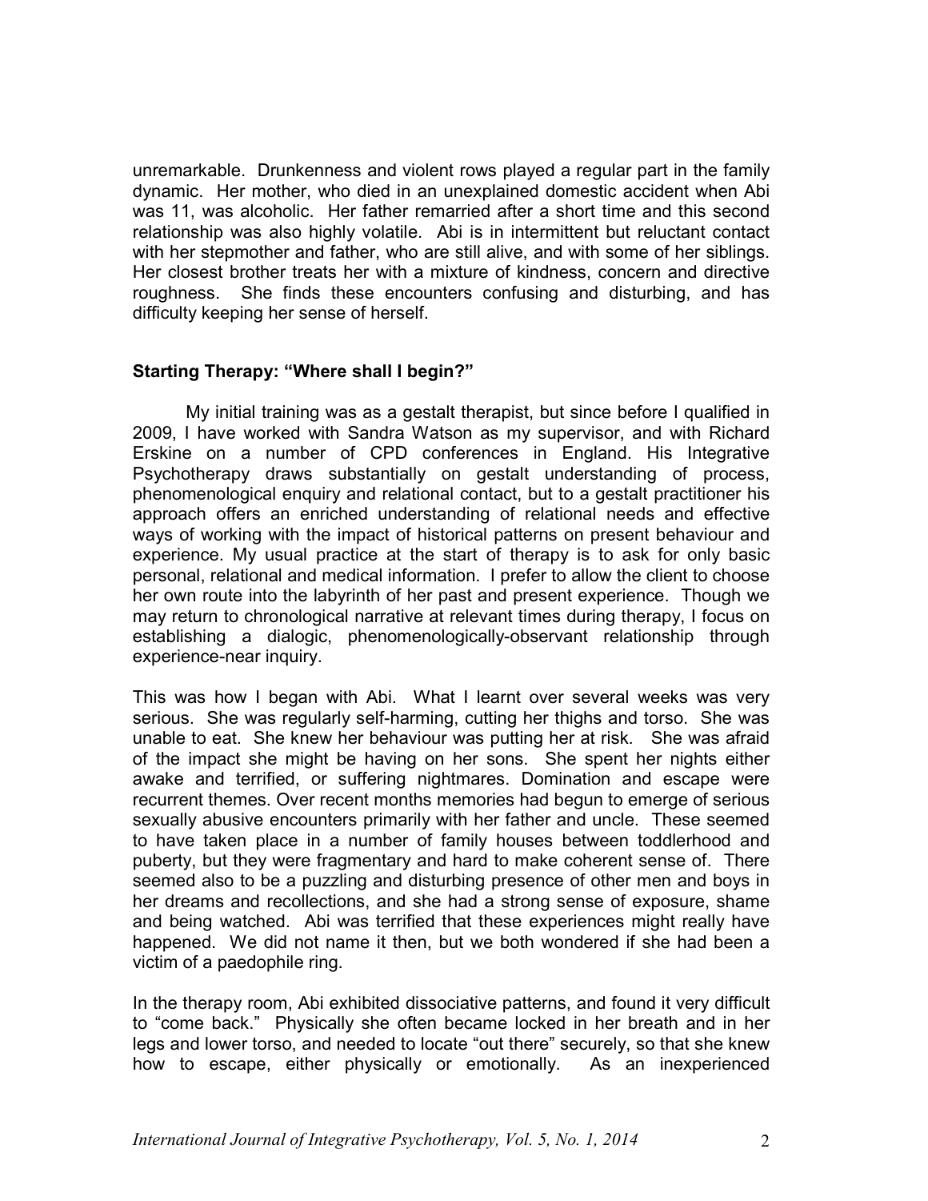unremarkable. Drunkenness and violent rows played a regular part in the family dynamic. Her mother, who died in an unexplained domestic accident when Abi was 11, was alcoholic. Her father remarried after a short time and this second relationship was also highly volatile. Abi is in intermittent but reluctant contact with her stepmother and father, who are still alive, and with some of her siblings. Her closest brother treats her with a mixture of kindness, concern and directive roughness. She finds these encounters confusing and disturbing, and has difficulty keeping her sense of herself.

## Starting Therapy: "Where shall I begin?"

My initial training was as a gestalt therapist, but since before I qualified in 2009, I have worked with Sandra Watson as my supervisor, and with Richard Erskine on a number of CPD conferences in England. His Integrative Psychotherapy draws substantially on gestalt understanding of process, phenomenological enquiry and relational contact, but to a gestalt practitioner his approach offers an enriched understanding of relational needs and effective ways of working with the impact of historical patterns on present behaviour and experience. My usual practice at the start of therapy is to ask for only basic personal, relational and medical information. I prefer to allow the client to choose her own route into the labyrinth of her past and present experience. Though we may return to chronological narrative at relevant times during therapy, I focus on establishing a dialogic, phenomenologically-observant relationship through experience-near inquiry.

This was how I began with Abi. What I learnt over several weeks was very serious. She was regularly self-harming, cutting her thighs and torso. She was unable to eat. She knew her behaviour was putting her at risk. She was afraid of the impact she might be having on her sons. She spent her nights either awake and terrified, or suffering nightmares. Domination and escape were recurrent themes. Over recent months memories had begun to emerge of serious sexually abusive encounters primarily with her father and uncle. These seemed to have taken place in a number of family houses between toddlerhood and puberty, but they were fragmentary and hard to make coherent sense of. There seemed also to be a puzzling and disturbing presence of other men and boys in her dreams and recollections, and she had a strong sense of exposure, shame and being watched. Abi was terrified that these experiences might really have happened. We did not name it then, but we both wondered if she had been a victim of a paedophile ring.

In the therapy room, Abi exhibited dissociative patterns, and found it very difficult to "come back." Physically she often became locked in her breath and in her legs and lower torso, and needed to locate "out there" securely, so that she knew how to escape, either physically or emotionally. As an inexperienced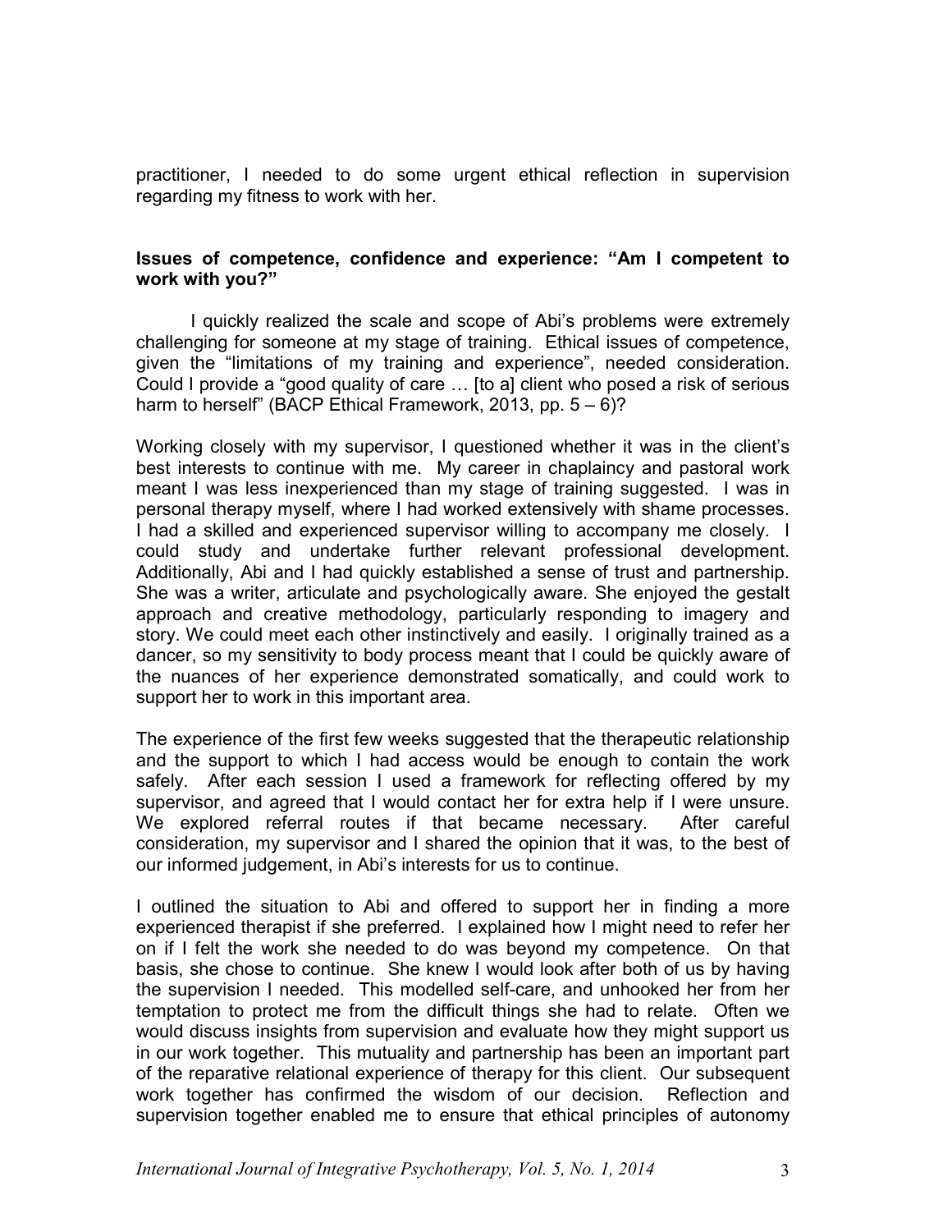practitioner, I needed to do some urgent ethical reflection in supervision regarding my fitness to work with her.

### Issues of competence, confidence and experience: "Am I competent to work with you?"

I quickly realized the scale and scope of Abi's problems were extremely challenging for someone at my stage of training. Ethical issues of competence, given the "limitations of my training and experience", needed consideration. Could I provide a "good quality of care … [to a] client who posed a risk of serious harm to herself" (BACP Ethical Framework, 2013, pp. 5 – 6)?

Working closely with my supervisor, I questioned whether it was in the client's best interests to continue with me. My career in chaplaincy and pastoral work meant I was less inexperienced than my stage of training suggested. I was in personal therapy myself, where I had worked extensively with shame processes. I had a skilled and experienced supervisor willing to accompany me closely. I could study and undertake further relevant professional development. Additionally, Abi and I had quickly established a sense of trust and partnership. She was a writer, articulate and psychologically aware. She enjoyed the gestalt approach and creative methodology, particularly responding to imagery and story. We could meet each other instinctively and easily. I originally trained as a dancer, so my sensitivity to body process meant that I could be quickly aware of the nuances of her experience demonstrated somatically, and could work to support her to work in this important area.

The experience of the first few weeks suggested that the therapeutic relationship and the support to which I had access would be enough to contain the work safely. After each session I used a framework for reflecting offered by my supervisor, and agreed that I would contact her for extra help if I were unsure. We explored referral routes if that became necessary. After careful consideration, my supervisor and I shared the opinion that it was, to the best of our informed judgement, in Abi's interests for us to continue.

I outlined the situation to Abi and offered to support her in finding a more experienced therapist if she preferred. I explained how I might need to refer her on if I felt the work she needed to do was beyond my competence. On that basis, she chose to continue. She knew I would look after both of us by having the supervision I needed. This modelled self-care, and unhooked her from her temptation to protect me from the difficult things she had to relate. Often we would discuss insights from supervision and evaluate how they might support us in our work together. This mutuality and partnership has been an important part of the reparative relational experience of therapy for this client. Our subsequent work together has confirmed the wisdom of our decision. Reflection and supervision together enabled me to ensure that ethical principles of autonomy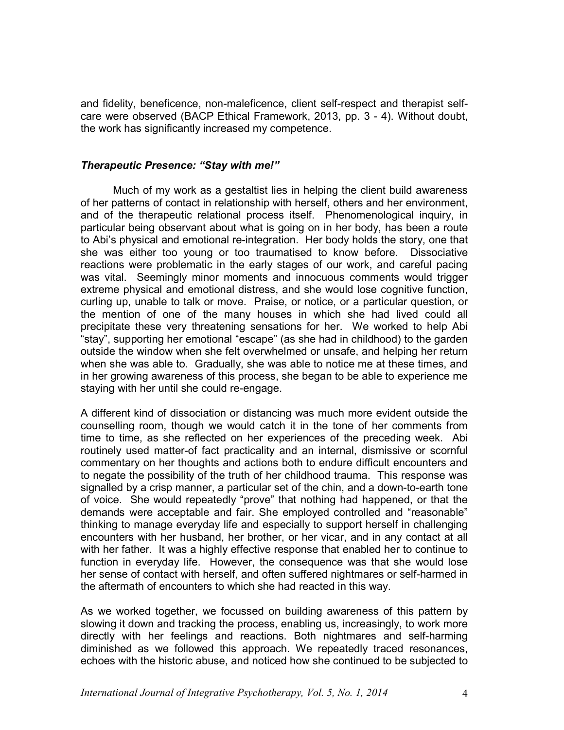and fidelity, beneficence, non-maleficence, client self-respect and therapist self-care were observed (BACP Ethical Framework, 2013, pp. 3 - 4). Without doubt, the work has significantly increased my competence.

### *Therapeutic Presence: "Stay with me!"*

Much of my work as a gestaltist lies in helping the client build awareness of her patterns of contact in relationship with herself, others and her environment, and of the therapeutic relational process itself. Phenomenological inquiry, in particular being observant about what is going on in her body, has been a route to Abi's physical and emotional re-integration. Her body holds the story, one that she was either too young or too traumatised to know before. Dissociative reactions were problematic in the early stages of our work, and careful pacing was vital. Seemingly minor moments and innocuous comments would trigger extreme physical and emotional distress, and she would lose cognitive function, curling up, unable to talk or move. Praise, or notice, or a particular question, or the mention of one of the many houses in which she had lived could all precipitate these very threatening sensations for her. We worked to help Abi "stay", supporting her emotional "escape" (as she had in childhood) to the garden outside the window when she felt overwhelmed or unsafe, and helping her return when she was able to. Gradually, she was able to notice me at these times, and in her growing awareness of this process, she began to be able to experience me staying with her until she could re-engage.

A different kind of dissociation or distancing was much more evident outside the counselling room, though we would catch it in the tone of her comments from time to time, as she reflected on her experiences of the preceding week. Abi routinely used matter-of fact practicality and an internal, dismissive or scornful commentary on her thoughts and actions both to endure difficult encounters and to negate the possibility of the truth of her childhood trauma. This response was signalled by a crisp manner, a particular set of the chin, and a down-to-earth tone of voice. She would repeatedly "prove" that nothing had happened, or that the demands were acceptable and fair. She employed controlled and "reasonable" thinking to manage everyday life and especially to support herself in challenging encounters with her husband, her brother, or her vicar, and in any contact at all with her father. It was a highly effective response that enabled her to continue to function in everyday life. However, the consequence was that she would lose her sense of contact with herself, and often suffered nightmares or self-harmed in the aftermath of encounters to which she had reacted in this way.

As we worked together, we focussed on building awareness of this pattern by slowing it down and tracking the process, enabling us, increasingly, to work more directly with her feelings and reactions. Both nightmares and self-harming diminished as we followed this approach. We repeatedly traced resonances, echoes with the historic abuse, and noticed how she continued to be subjected to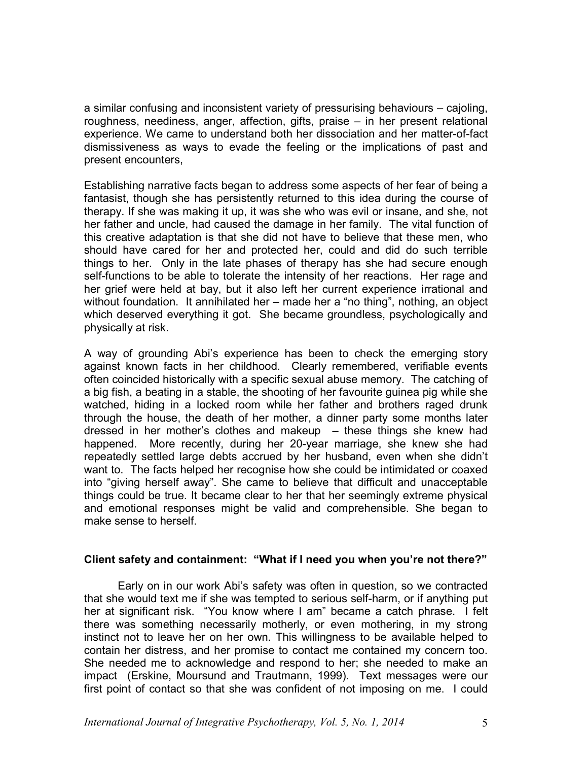a similar confusing and inconsistent variety of pressurising behaviours – cajoling, roughness, neediness, anger, affection, gifts, praise – in her present relational experience. We came to understand both her dissociation and her matter-of-fact dismissiveness as ways to evade the feeling or the implications of past and present encounters,

Establishing narrative facts began to address some aspects of her fear of being a fantasist, though she has persistently returned to this idea during the course of therapy. If she was making it up, it was she who was evil or insane, and she, not her father and uncle, had caused the damage in her family. The vital function of this creative adaptation is that she did not have to believe that these men, who should have cared for her and protected her, could and did do such terrible things to her. Only in the late phases of therapy has she had secure enough self-functions to be able to tolerate the intensity of her reactions. Her rage and her grief were held at bay, but it also left her current experience irrational and without foundation. It annihilated her – made her a "no thing", nothing, an object which deserved everything it got. She became groundless, psychologically and physically at risk.

A way of grounding Abi's experience has been to check the emerging story against known facts in her childhood. Clearly remembered, verifiable events often coincided historically with a specific sexual abuse memory. The catching of a big fish, a beating in a stable, the shooting of her favourite guinea pig while she watched, hiding in a locked room while her father and brothers raged drunk through the house, the death of her mother, a dinner party some months later dressed in her mother's clothes and makeup – these things she knew had happened. More recently, during her 20-year marriage, she knew she had repeatedly settled large debts accrued by her husband, even when she didn't want to. The facts helped her recognise how she could be intimidated or coaxed into "giving herself away". She came to believe that difficult and unacceptable things could be true. It became clear to her that her seemingly extreme physical and emotional responses might be valid and comprehensible. She began to make sense to herself.

## Client safety and containment: "What if I need you when you're not there?"

Early on in our work Abi's safety was often in question, so we contracted that she would text me if she was tempted to serious self-harm, or if anything put her at significant risk. "You know where I am" became a catch phrase. I felt there was something necessarily motherly, or even mothering, in my strong instinct not to leave her on her own. This willingness to be available helped to contain her distress, and her promise to contact me contained my concern too. She needed me to acknowledge and respond to her; she needed to make an impact (Erskine, Moursund and Trautmann, 1999). Text messages were our first point of contact so that she was confident of not imposing on me. I could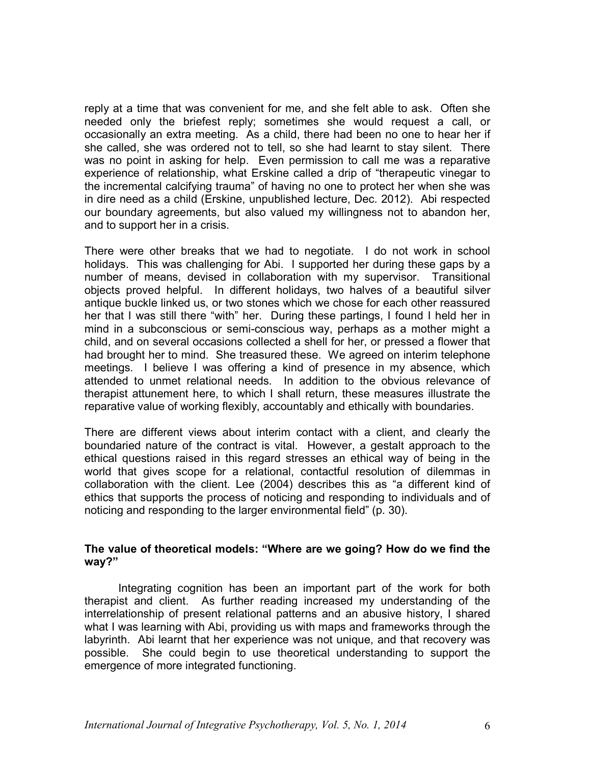reply at a time that was convenient for me, and she felt able to ask. Often she needed only the briefest reply; sometimes she would request a call, or occasionally an extra meeting. As a child, there had been no one to hear her if she called, she was ordered not to tell, so she had learnt to stay silent. There was no point in asking for help. Even permission to call me was a reparative experience of relationship, what Erskine called a drip of "therapeutic vinegar to the incremental calcifying trauma" of having no one to protect her when she was in dire need as a child (Erskine, unpublished lecture, Dec. 2012). Abi respected our boundary agreements, but also valued my willingness not to abandon her, and to support her in a crisis.

There were other breaks that we had to negotiate. I do not work in school holidays. This was challenging for Abi. I supported her during these gaps by a number of means, devised in collaboration with my supervisor. Transitional objects proved helpful. In different holidays, two halves of a beautiful silver antique buckle linked us, or two stones which we chose for each other reassured her that I was still there "with" her. During these partings, I found I held her in mind in a subconscious or semi-conscious way, perhaps as a mother might a child, and on several occasions collected a shell for her, or pressed a flower that had brought her to mind. She treasured these. We agreed on interim telephone meetings. I believe I was offering a kind of presence in my absence, which attended to unmet relational needs. In addition to the obvious relevance of therapist attunement here, to which I shall return, these measures illustrate the reparative value of working flexibly, accountably and ethically with boundaries.

There are different views about interim contact with a client, and clearly the boundaried nature of the contract is vital. However, a gestalt approach to the ethical questions raised in this regard stresses an ethical way of being in the world that gives scope for a relational, contactful resolution of dilemmas in collaboration with the client. Lee (2004) describes this as "a different kind of ethics that supports the process of noticing and responding to individuals and of noticing and responding to the larger environmental field" (p. 30).

**The value of theoretical models: "Where are we going? How do we find the way?"**

Integrating cognition has been an important part of the work for both therapist and client. As further reading increased my understanding of the interrelationship of present relational patterns and an abusive history, I shared what I was learning with Abi, providing us with maps and frameworks through the labyrinth. Abi learnt that her experience was not unique, and that recovery was possible. She could begin to use theoretical understanding to support the emergence of more integrated functioning.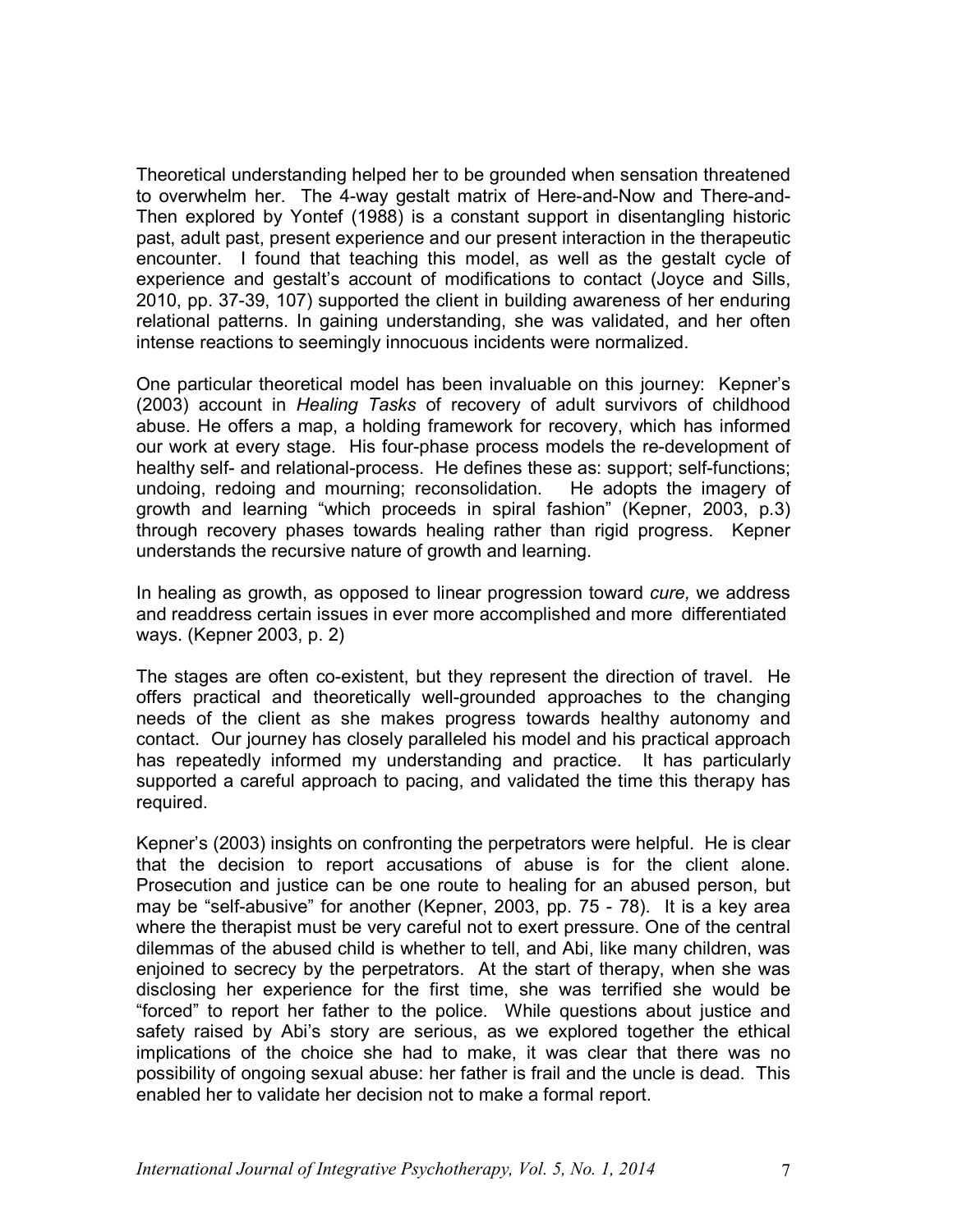Theoretical understanding helped her to be grounded when sensation threatened to overwhelm her. The 4-way gestalt matrix of Here-and-Now and There-and-Then explored by Yontef (1988) is a constant support in disentangling historic past, adult past, present experience and our present interaction in the therapeutic encounter. I found that teaching this model, as well as the gestalt cycle of experience and gestalt's account of modifications to contact (Joyce and Sills, 2010, pp. 37-39, 107) supported the client in building awareness of her enduring relational patterns. In gaining understanding, she was validated, and her often intense reactions to seemingly innocuous incidents were normalized.

One particular theoretical model has been invaluable on this journey: Kepner's (2003) account in *Healing Tasks* of recovery of adult survivors of childhood abuse. He offers a map, a holding framework for recovery, which has informed our work at every stage. His four-phase process models the re-development of healthy self- and relational-process. He defines these as: support; self-functions; undoing, redoing and mourning; reconsolidation. He adopts the imagery of growth and learning "which proceeds in spiral fashion" (Kepner, 2003, p.3) through recovery phases towards healing rather than rigid progress. Kepner understands the recursive nature of growth and learning.

> In healing as growth, as opposed to linear progression toward *cure,* we address and readdress certain issues in ever more accomplished and more differentiated ways. (Kepner 2003, p. 2)

The stages are often co-existent, but they represent the direction of travel. He offers practical and theoretically well-grounded approaches to the changing needs of the client as she makes progress towards healthy autonomy and contact. Our journey has closely paralleled his model and his practical approach has repeatedly informed my understanding and practice. It has particularly supported a careful approach to pacing, and validated the time this therapy has required.

Kepner's (2003) insights on confronting the perpetrators were helpful. He is clear that the decision to report accusations of abuse is for the client alone. Prosecution and justice can be one route to healing for an abused person, but may be "self-abusive" for another (Kepner, 2003, pp. 75 - 78). It is a key area where the therapist must be very careful not to exert pressure. One of the central dilemmas of the abused child is whether to tell, and Abi, like many children, was enjoined to secrecy by the perpetrators. At the start of therapy, when she was disclosing her experience for the first time, she was terrified she would be "forced" to report her father to the police. While questions about justice and safety raised by Abi's story are serious, as we explored together the ethical implications of the choice she had to make, it was clear that there was no possibility of ongoing sexual abuse: her father is frail and the uncle is dead. This enabled her to validate her decision not to make a formal report.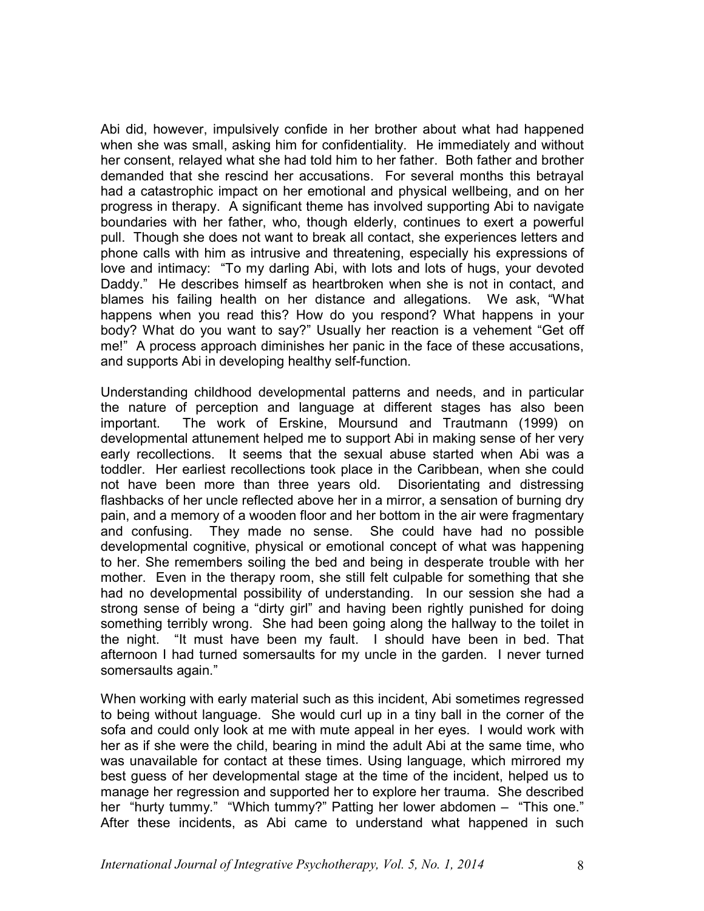Abi did, however, impulsively confide in her brother about what had happened when she was small, asking him for confidentiality. He immediately and without her consent, relayed what she had told him to her father. Both father and brother demanded that she rescind her accusations. For several months this betrayal had a catastrophic impact on her emotional and physical wellbeing, and on her progress in therapy. A significant theme has involved supporting Abi to navigate boundaries with her father, who, though elderly, continues to exert a powerful pull. Though she does not want to break all contact, she experiences letters and phone calls with him as intrusive and threatening, especially his expressions of love and intimacy: "To my darling Abi, with lots and lots of hugs, your devoted Daddy." He describes himself as heartbroken when she is not in contact, and blames his failing health on her distance and allegations. We ask, "What happens when you read this? How do you respond? What happens in your body? What do you want to say?" Usually her reaction is a vehement "Get off me!" A process approach diminishes her panic in the face of these accusations, and supports Abi in developing healthy self-function.

Understanding childhood developmental patterns and needs, and in particular the nature of perception and language at different stages has also been important. The work of Erskine, Moursund and Trautmann (1999) on developmental attunement helped me to support Abi in making sense of her very early recollections. It seems that the sexual abuse started when Abi was a toddler. Her earliest recollections took place in the Caribbean, when she could not have been more than three years old. Disorientating and distressing flashbacks of her uncle reflected above her in a mirror, a sensation of burning dry pain, and a memory of a wooden floor and her bottom in the air were fragmentary and confusing. They made no sense. She could have had no possible developmental cognitive, physical or emotional concept of what was happening to her. She remembers soiling the bed and being in desperate trouble with her mother. Even in the therapy room, she still felt culpable for something that she had no developmental possibility of understanding. In our session she had a strong sense of being a "dirty girl" and having been rightly punished for doing something terribly wrong. She had been going along the hallway to the toilet in the night. "It must have been my fault. I should have been in bed. That afternoon I had turned somersaults for my uncle in the garden. I never turned somersaults again."

When working with early material such as this incident, Abi sometimes regressed to being without language. She would curl up in a tiny ball in the corner of the sofa and could only look at me with mute appeal in her eyes. I would work with her as if she were the child, bearing in mind the adult Abi at the same time, who was unavailable for contact at these times. Using language, which mirrored my best guess of her developmental stage at the time of the incident, helped us to manage her regression and supported her to explore her trauma. She described her "hurty tummy." "Which tummy?" Patting her lower abdomen – "This one." After these incidents, as Abi came to understand what happened in such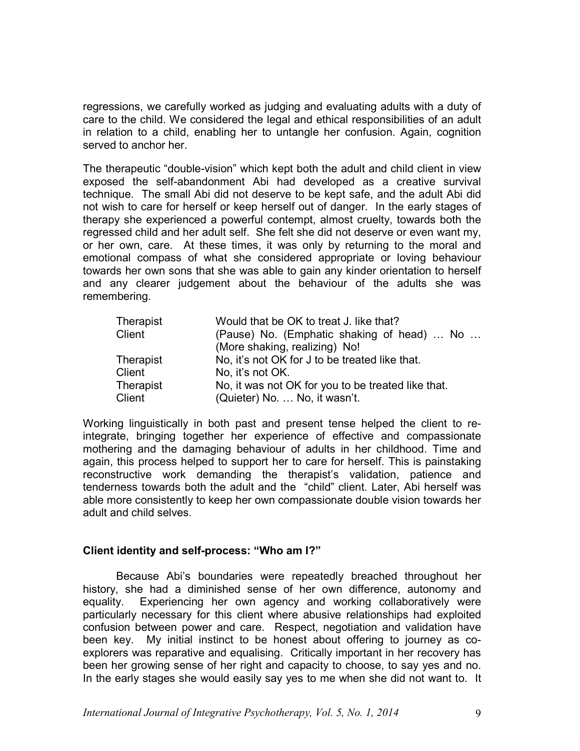regressions, we carefully worked as judging and evaluating adults with a duty of care to the child. We considered the legal and ethical responsibilities of an adult in relation to a child, enabling her to untangle her confusion. Again, cognition served to anchor her.

The therapeutic "double-vision" which kept both the adult and child client in view exposed the self-abandonment Abi had developed as a creative survival technique. The small Abi did not deserve to be kept safe, and the adult Abi did not wish to care for herself or keep herself out of danger. In the early stages of therapy she experienced a powerful contempt, almost cruelty, towards both the regressed child and her adult self. She felt she did not deserve or even want my, or her own, care. At these times, it was only by returning to the moral and emotional compass of what she considered appropriate or loving behaviour towards her own sons that she was able to gain any kinder orientation to herself and any clearer judgement about the behaviour of the adults she was remembering.

| | |
|---|---|
| Therapist | Would that be OK to treat J. like that? |
| Client | (Pause) No. (Emphatic shaking of head) … No … (More shaking, realizing) No! |
| Therapist | No, it's not OK for J to be treated like that. |
| Client | No, it's not OK. |
| Therapist | No, it was not OK for you to be treated like that. |
| Client | (Quieter) No. … No, it wasn't. |

Working linguistically in both past and present tense helped the client to re-integrate, bringing together her experience of effective and compassionate mothering and the damaging behaviour of adults in her childhood. Time and again, this process helped to support her to care for herself. This is painstaking reconstructive work demanding the therapist's validation, patience and tenderness towards both the adult and the "child" client. Later, Abi herself was able more consistently to keep her own compassionate double vision towards her adult and child selves.

### Client identity and self-process: "Who am I?"

Because Abi's boundaries were repeatedly breached throughout her history, she had a diminished sense of her own difference, autonomy and equality. Experiencing her own agency and working collaboratively were particularly necessary for this client where abusive relationships had exploited confusion between power and care. Respect, negotiation and validation have been key. My initial instinct to be honest about offering to journey as co-explorers was reparative and equalising. Critically important in her recovery has been her growing sense of her right and capacity to choose, to say yes and no. In the early stages she would easily say yes to me when she did not want to. It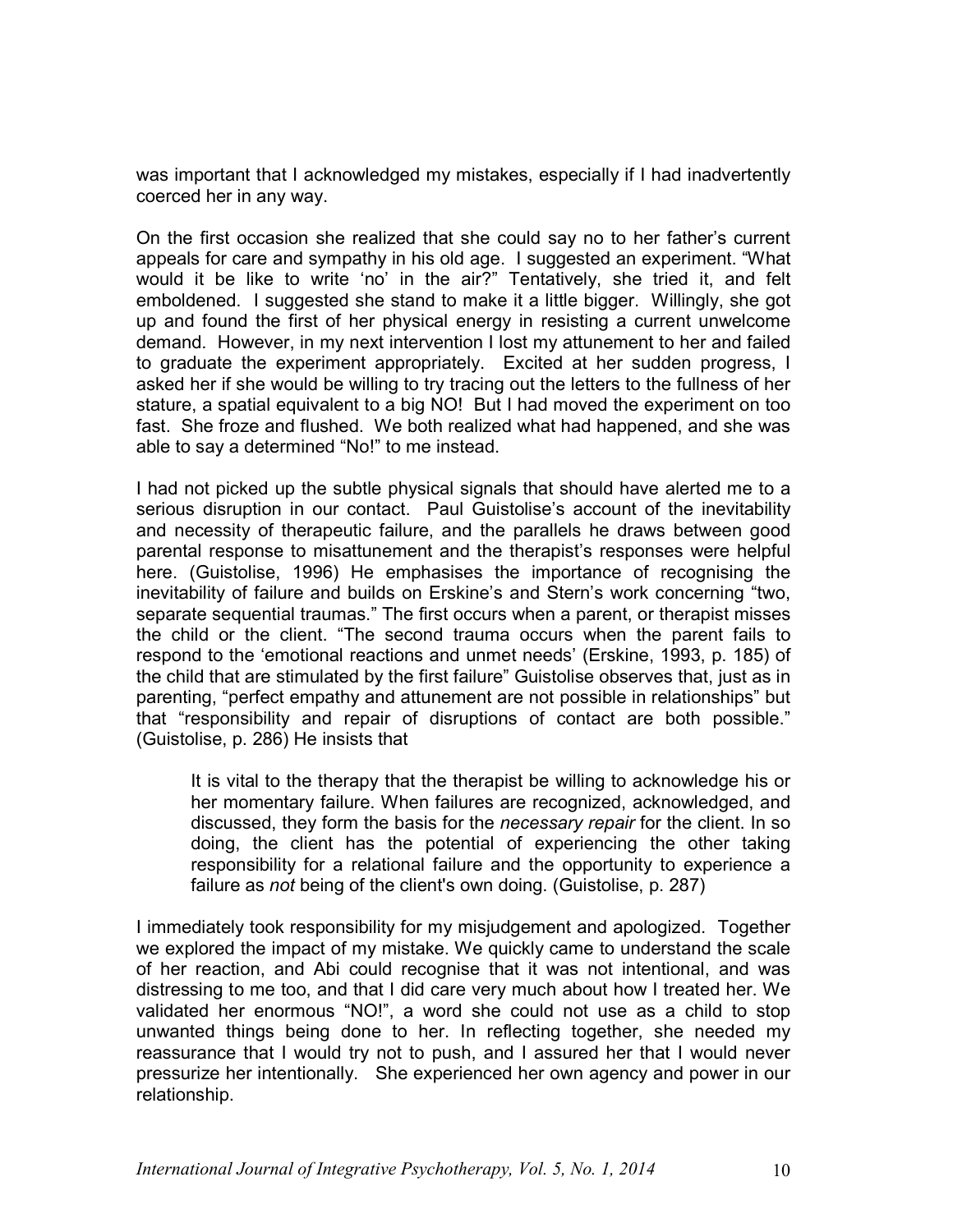was important that I acknowledged my mistakes, especially if I had inadvertently coerced her in any way.

On the first occasion she realized that she could say no to her father's current appeals for care and sympathy in his old age. I suggested an experiment. "What would it be like to write 'no' in the air?" Tentatively, she tried it, and felt emboldened. I suggested she stand to make it a little bigger. Willingly, she got up and found the first of her physical energy in resisting a current unwelcome demand. However, in my next intervention I lost my attunement to her and failed to graduate the experiment appropriately. Excited at her sudden progress, I asked her if she would be willing to try tracing out the letters to the fullness of her stature, a spatial equivalent to a big NO! But I had moved the experiment on too fast. She froze and flushed. We both realized what had happened, and she was able to say a determined "No!" to me instead.

I had not picked up the subtle physical signals that should have alerted me to a serious disruption in our contact. Paul Guistolise's account of the inevitability and necessity of therapeutic failure, and the parallels he draws between good parental response to misattunement and the therapist's responses were helpful here. (Guistolise, 1996) He emphasises the importance of recognising the inevitability of failure and builds on Erskine's and Stern's work concerning "two, separate sequential traumas." The first occurs when a parent, or therapist misses the child or the client. "The second trauma occurs when the parent fails to respond to the 'emotional reactions and unmet needs' (Erskine, 1993, p. 185) of the child that are stimulated by the first failure" Guistolise observes that, just as in parenting, "perfect empathy and attunement are not possible in relationships" but that "responsibility and repair of disruptions of contact are both possible." (Guistolise, p. 286) He insists that

> It is vital to the therapy that the therapist be willing to acknowledge his or her momentary failure. When failures are recognized, acknowledged, and discussed, they form the basis for the *necessary repair* for the client. In so doing, the client has the potential of experiencing the other taking responsibility for a relational failure and the opportunity to experience a failure as *not* being of the client's own doing. (Guistolise, p. 287)

I immediately took responsibility for my misjudgement and apologized. Together we explored the impact of my mistake. We quickly came to understand the scale of her reaction, and Abi could recognise that it was not intentional, and was distressing to me too, and that I did care very much about how I treated her. We validated her enormous "NO!", a word she could not use as a child to stop unwanted things being done to her. In reflecting together, she needed my reassurance that I would try not to push, and I assured her that I would never pressurize her intentionally. She experienced her own agency and power in our relationship.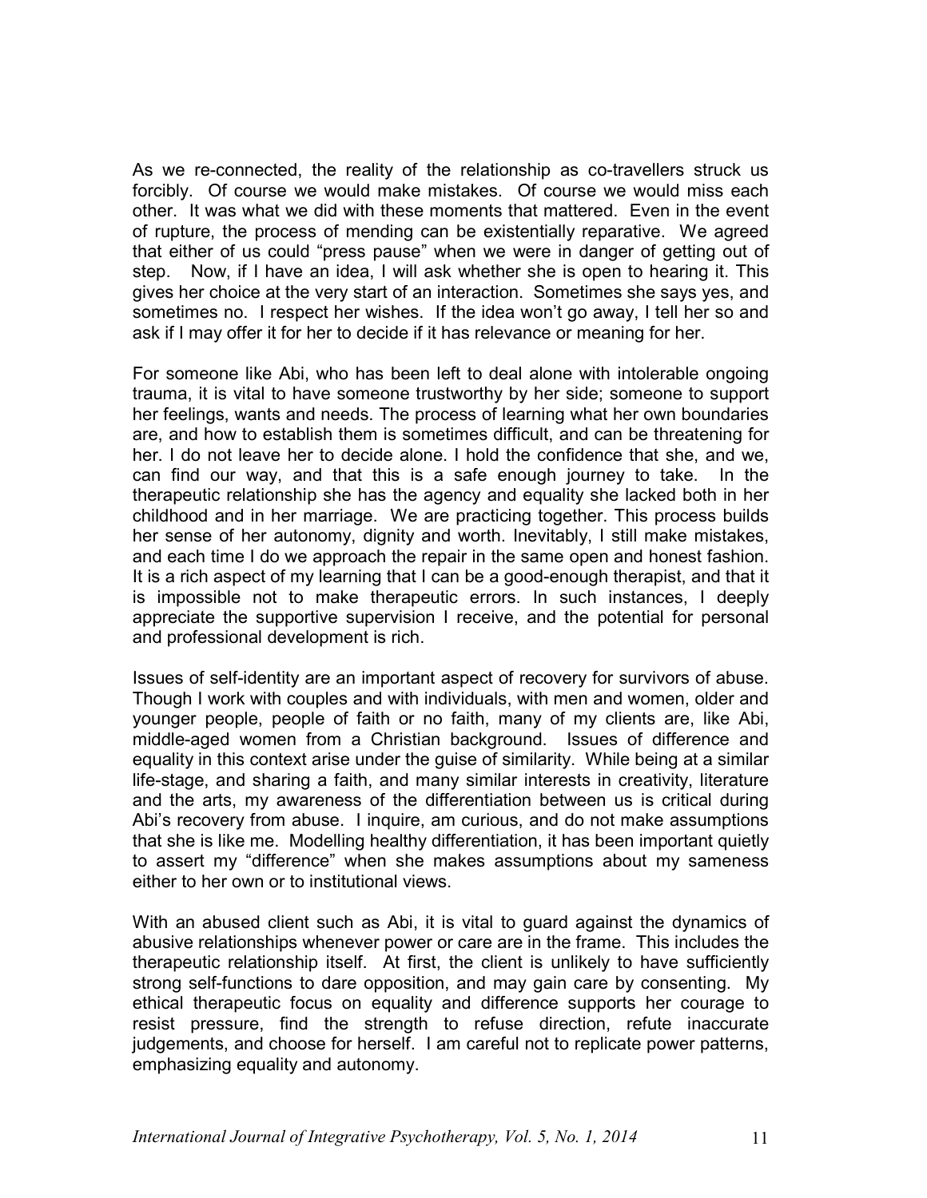As we re-connected, the reality of the relationship as co-travellers struck us forcibly. Of course we would make mistakes. Of course we would miss each other. It was what we did with these moments that mattered. Even in the event of rupture, the process of mending can be existentially reparative. We agreed that either of us could "press pause" when we were in danger of getting out of step. Now, if I have an idea, I will ask whether she is open to hearing it. This gives her choice at the very start of an interaction. Sometimes she says yes, and sometimes no. I respect her wishes. If the idea won't go away, I tell her so and ask if I may offer it for her to decide if it has relevance or meaning for her.

For someone like Abi, who has been left to deal alone with intolerable ongoing trauma, it is vital to have someone trustworthy by her side; someone to support her feelings, wants and needs. The process of learning what her own boundaries are, and how to establish them is sometimes difficult, and can be threatening for her. I do not leave her to decide alone. I hold the confidence that she, and we, can find our way, and that this is a safe enough journey to take. In the therapeutic relationship she has the agency and equality she lacked both in her childhood and in her marriage. We are practicing together. This process builds her sense of her autonomy, dignity and worth. Inevitably, I still make mistakes, and each time I do we approach the repair in the same open and honest fashion. It is a rich aspect of my learning that I can be a good-enough therapist, and that it is impossible not to make therapeutic errors. In such instances, I deeply appreciate the supportive supervision I receive, and the potential for personal and professional development is rich.

Issues of self-identity are an important aspect of recovery for survivors of abuse. Though I work with couples and with individuals, with men and women, older and younger people, people of faith or no faith, many of my clients are, like Abi, middle-aged women from a Christian background. Issues of difference and equality in this context arise under the guise of similarity. While being at a similar life-stage, and sharing a faith, and many similar interests in creativity, literature and the arts, my awareness of the differentiation between us is critical during Abi's recovery from abuse. I inquire, am curious, and do not make assumptions that she is like me. Modelling healthy differentiation, it has been important quietly to assert my "difference" when she makes assumptions about my sameness either to her own or to institutional views.

With an abused client such as Abi, it is vital to guard against the dynamics of abusive relationships whenever power or care are in the frame. This includes the therapeutic relationship itself. At first, the client is unlikely to have sufficiently strong self-functions to dare opposition, and may gain care by consenting. My ethical therapeutic focus on equality and difference supports her courage to resist pressure, find the strength to refuse direction, refute inaccurate judgements, and choose for herself. I am careful not to replicate power patterns, emphasizing equality and autonomy.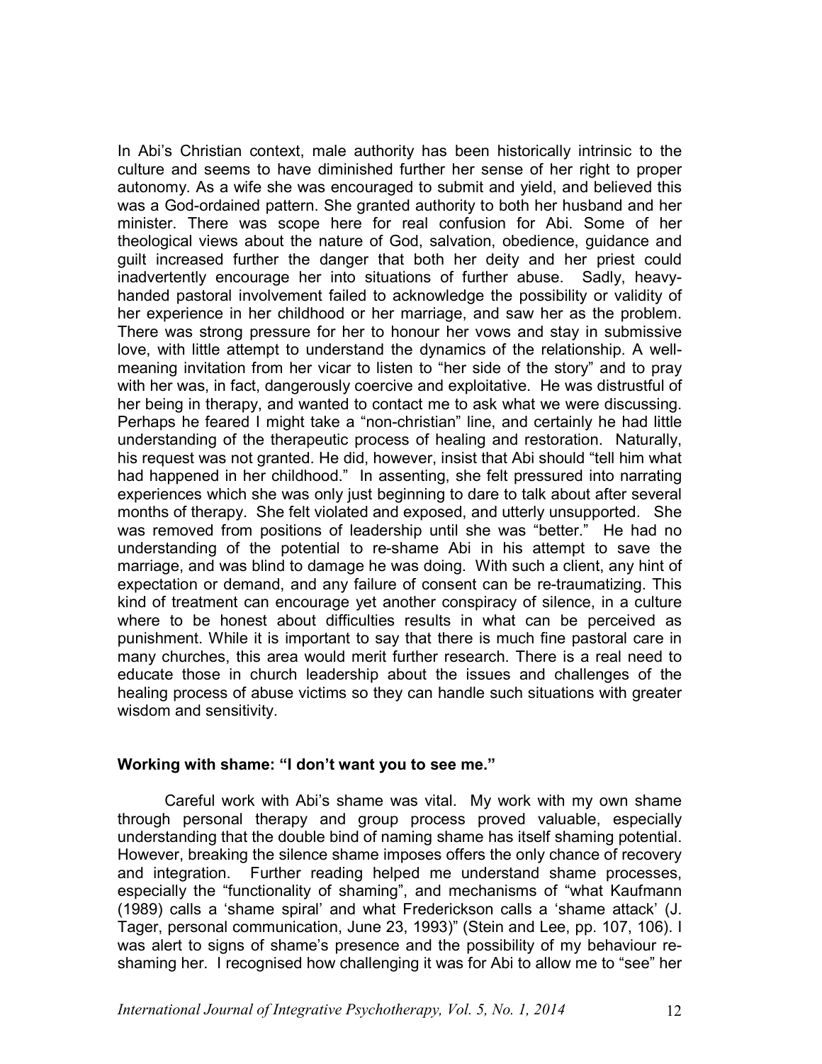In Abi's Christian context, male authority has been historically intrinsic to the culture and seems to have diminished further her sense of her right to proper autonomy. As a wife she was encouraged to submit and yield, and believed this was a God-ordained pattern. She granted authority to both her husband and her minister. There was scope here for real confusion for Abi. Some of her theological views about the nature of God, salvation, obedience, guidance and guilt increased further the danger that both her deity and her priest could inadvertently encourage her into situations of further abuse. Sadly, heavy-handed pastoral involvement failed to acknowledge the possibility or validity of her experience in her childhood or her marriage, and saw her as the problem. There was strong pressure for her to honour her vows and stay in submissive love, with little attempt to understand the dynamics of the relationship. A well-meaning invitation from her vicar to listen to "her side of the story" and to pray with her was, in fact, dangerously coercive and exploitative. He was distrustful of her being in therapy, and wanted to contact me to ask what we were discussing. Perhaps he feared I might take a "non-christian" line, and certainly he had little understanding of the therapeutic process of healing and restoration. Naturally, his request was not granted. He did, however, insist that Abi should "tell him what had happened in her childhood." In assenting, she felt pressured into narrating experiences which she was only just beginning to dare to talk about after several months of therapy. She felt violated and exposed, and utterly unsupported. She was removed from positions of leadership until she was "better." He had no understanding of the potential to re-shame Abi in his attempt to save the marriage, and was blind to damage he was doing. With such a client, any hint of expectation or demand, and any failure of consent can be re-traumatizing. This kind of treatment can encourage yet another conspiracy of silence, in a culture where to be honest about difficulties results in what can be perceived as punishment. While it is important to say that there is much fine pastoral care in many churches, this area would merit further research. There is a real need to educate those in church leadership about the issues and challenges of the healing process of abuse victims so they can handle such situations with greater wisdom and sensitivity.

## Working with shame: "I don't want you to see me."

Careful work with Abi's shame was vital. My work with my own shame through personal therapy and group process proved valuable, especially understanding that the double bind of naming shame has itself shaming potential. However, breaking the silence shame imposes offers the only chance of recovery and integration. Further reading helped me understand shame processes, especially the "functionality of shaming", and mechanisms of "what Kaufmann (1989) calls a 'shame spiral' and what Frederickson calls a 'shame attack' (J. Tager, personal communication, June 23, 1993)" (Stein and Lee, pp. 107, 106). I was alert to signs of shame's presence and the possibility of my behaviour re-shaming her. I recognised how challenging it was for Abi to allow me to "see" her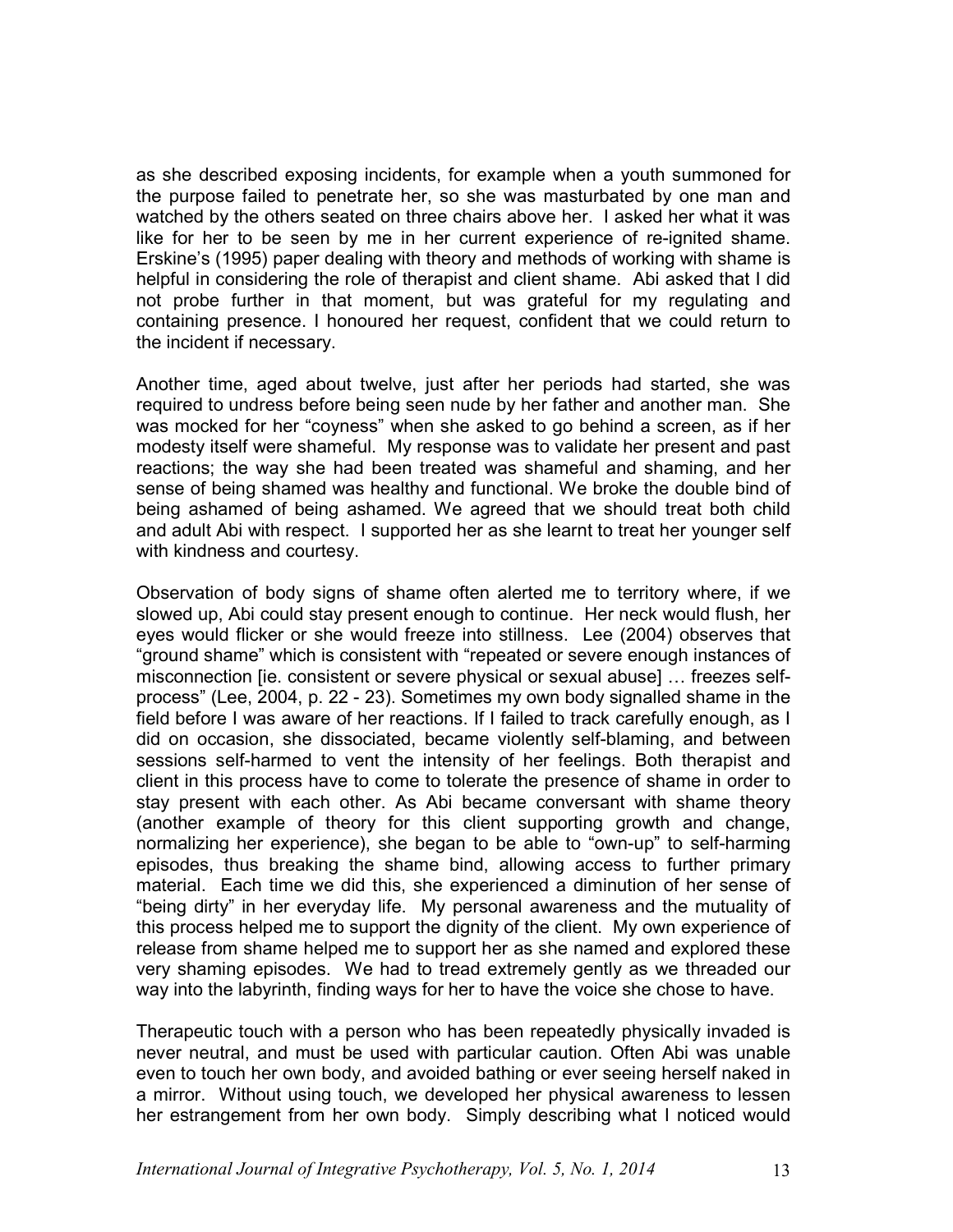as she described exposing incidents, for example when a youth summoned for the purpose failed to penetrate her, so she was masturbated by one man and watched by the others seated on three chairs above her. I asked her what it was like for her to be seen by me in her current experience of re-ignited shame. Erskine's (1995) paper dealing with theory and methods of working with shame is helpful in considering the role of therapist and client shame. Abi asked that I did not probe further in that moment, but was grateful for my regulating and containing presence. I honoured her request, confident that we could return to the incident if necessary.

Another time, aged about twelve, just after her periods had started, she was required to undress before being seen nude by her father and another man. She was mocked for her "coyness" when she asked to go behind a screen, as if her modesty itself were shameful. My response was to validate her present and past reactions; the way she had been treated was shameful and shaming, and her sense of being shamed was healthy and functional. We broke the double bind of being ashamed of being ashamed. We agreed that we should treat both child and adult Abi with respect. I supported her as she learnt to treat her younger self with kindness and courtesy.

Observation of body signs of shame often alerted me to territory where, if we slowed up, Abi could stay present enough to continue. Her neck would flush, her eyes would flicker or she would freeze into stillness. Lee (2004) observes that "ground shame" which is consistent with "repeated or severe enough instances of misconnection [ie. consistent or severe physical or sexual abuse] … freezes self-process" (Lee, 2004, p. 22 - 23). Sometimes my own body signalled shame in the field before I was aware of her reactions. If I failed to track carefully enough, as I did on occasion, she dissociated, became violently self-blaming, and between sessions self-harmed to vent the intensity of her feelings. Both therapist and client in this process have to come to tolerate the presence of shame in order to stay present with each other. As Abi became conversant with shame theory (another example of theory for this client supporting growth and change, normalizing her experience), she began to be able to "own-up" to self-harming episodes, thus breaking the shame bind, allowing access to further primary material. Each time we did this, she experienced a diminution of her sense of "being dirty" in her everyday life. My personal awareness and the mutuality of this process helped me to support the dignity of the client. My own experience of release from shame helped me to support her as she named and explored these very shaming episodes. We had to tread extremely gently as we threaded our way into the labyrinth, finding ways for her to have the voice she chose to have.

Therapeutic touch with a person who has been repeatedly physically invaded is never neutral, and must be used with particular caution. Often Abi was unable even to touch her own body, and avoided bathing or ever seeing herself naked in a mirror. Without using touch, we developed her physical awareness to lessen her estrangement from her own body. Simply describing what I noticed would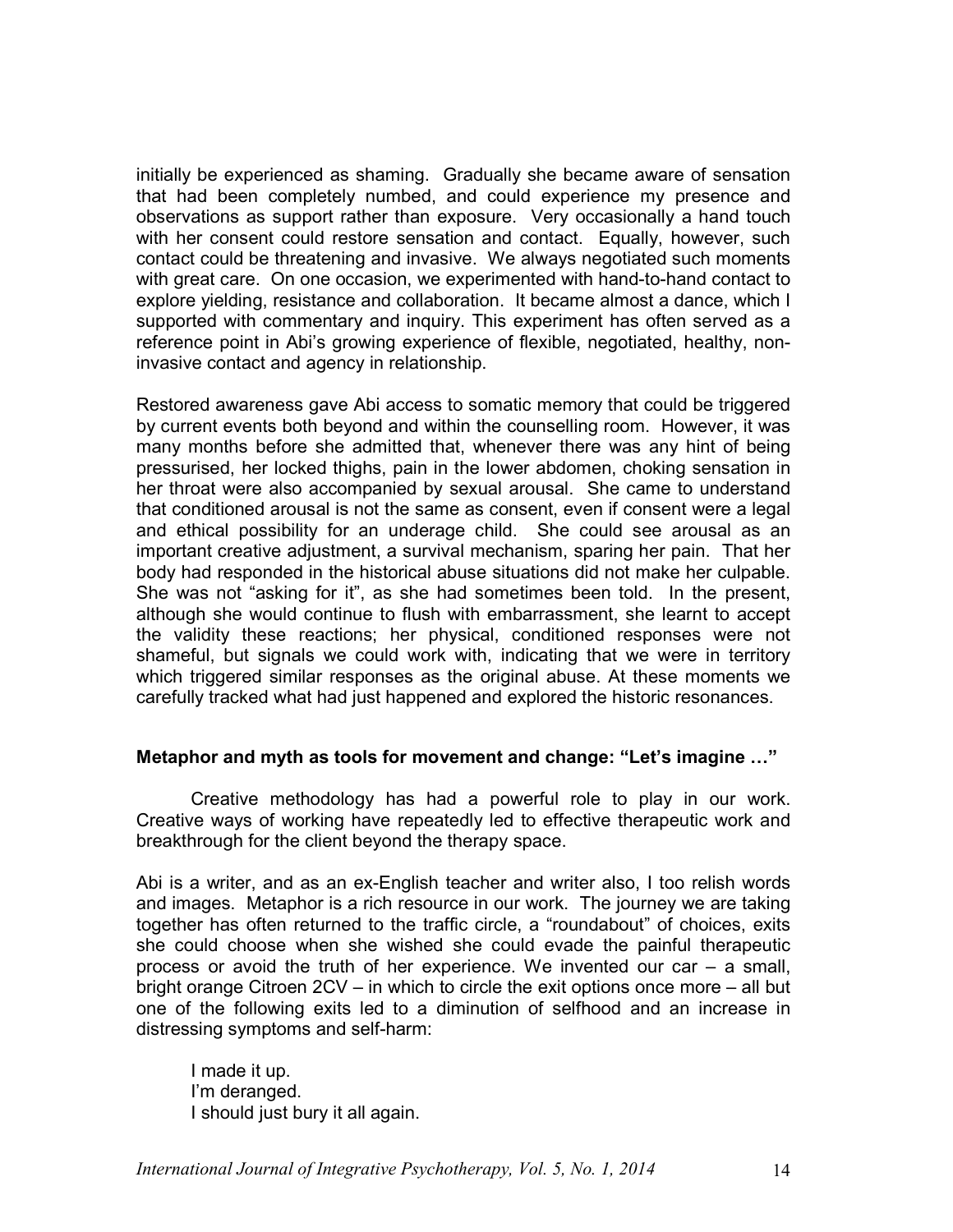initially be experienced as shaming. Gradually she became aware of sensation that had been completely numbed, and could experience my presence and observations as support rather than exposure. Very occasionally a hand touch with her consent could restore sensation and contact. Equally, however, such contact could be threatening and invasive. We always negotiated such moments with great care. On one occasion, we experimented with hand-to-hand contact to explore yielding, resistance and collaboration. It became almost a dance, which I supported with commentary and inquiry. This experiment has often served as a reference point in Abi's growing experience of flexible, negotiated, healthy, non-invasive contact and agency in relationship.

Restored awareness gave Abi access to somatic memory that could be triggered by current events both beyond and within the counselling room. However, it was many months before she admitted that, whenever there was any hint of being pressurised, her locked thighs, pain in the lower abdomen, choking sensation in her throat were also accompanied by sexual arousal. She came to understand that conditioned arousal is not the same as consent, even if consent were a legal and ethical possibility for an underage child. She could see arousal as an important creative adjustment, a survival mechanism, sparing her pain. That her body had responded in the historical abuse situations did not make her culpable. She was not "asking for it", as she had sometimes been told. In the present, although she would continue to flush with embarrassment, she learnt to accept the validity these reactions; her physical, conditioned responses were not shameful, but signals we could work with, indicating that we were in territory which triggered similar responses as the original abuse. At these moments we carefully tracked what had just happened and explored the historic resonances.

### Metaphor and myth as tools for movement and change: "Let's imagine …"

Creative methodology has had a powerful role to play in our work. Creative ways of working have repeatedly led to effective therapeutic work and breakthrough for the client beyond the therapy space.

Abi is a writer, and as an ex-English teacher and writer also, I too relish words and images. Metaphor is a rich resource in our work. The journey we are taking together has often returned to the traffic circle, a "roundabout" of choices, exits she could choose when she wished she could evade the painful therapeutic process or avoid the truth of her experience. We invented our car – a small, bright orange Citroen 2CV – in which to circle the exit options once more – all but one of the following exits led to a diminution of selfhood and an increase in distressing symptoms and self-harm:

> I made it up.
> I'm deranged.
> I should just bury it all again.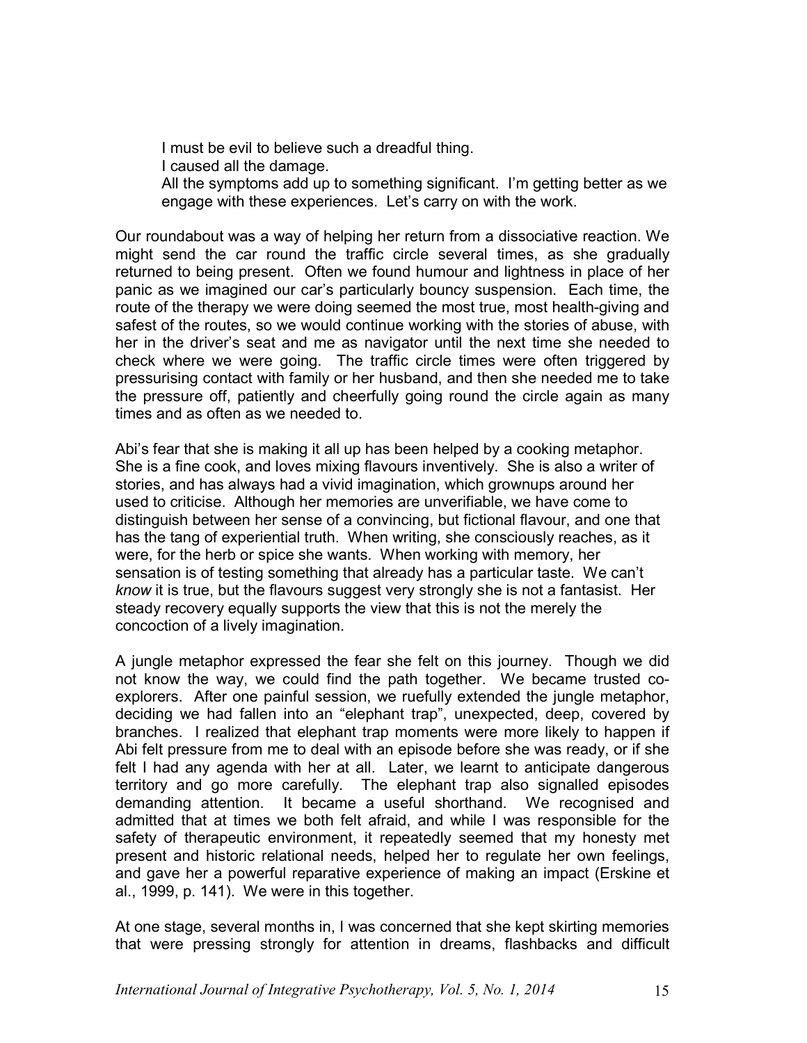> I must be evil to believe such a dreadful thing.
> I caused all the damage.
> All the symptoms add up to something significant. I'm getting better as we engage with these experiences. Let's carry on with the work.

Our roundabout was a way of helping her return from a dissociative reaction. We might send the car round the traffic circle several times, as she gradually returned to being present. Often we found humour and lightness in place of her panic as we imagined our car's particularly bouncy suspension. Each time, the route of the therapy we were doing seemed the most true, most health-giving and safest of the routes, so we would continue working with the stories of abuse, with her in the driver's seat and me as navigator until the next time she needed to check where we were going. The traffic circle times were often triggered by pressurising contact with family or her husband, and then she needed me to take the pressure off, patiently and cheerfully going round the circle again as many times and as often as we needed to.

Abi's fear that she is making it all up has been helped by a cooking metaphor. She is a fine cook, and loves mixing flavours inventively. She is also a writer of stories, and has always had a vivid imagination, which grownups around her used to criticise. Although her memories are unverifiable, we have come to distinguish between her sense of a convincing, but fictional flavour, and one that has the tang of experiential truth. When writing, she consciously reaches, as it were, for the herb or spice she wants. When working with memory, her sensation is of testing something that already has a particular taste. We can't *know* it is true, but the flavours suggest very strongly she is not a fantasist. Her steady recovery equally supports the view that this is not the merely the concoction of a lively imagination.

A jungle metaphor expressed the fear she felt on this journey. Though we did not know the way, we could find the path together. We became trusted co-explorers. After one painful session, we ruefully extended the jungle metaphor, deciding we had fallen into an "elephant trap", unexpected, deep, covered by branches. I realized that elephant trap moments were more likely to happen if Abi felt pressure from me to deal with an episode before she was ready, or if she felt I had any agenda with her at all. Later, we learnt to anticipate dangerous territory and go more carefully. The elephant trap also signalled episodes demanding attention. It became a useful shorthand. We recognised and admitted that at times we both felt afraid, and while I was responsible for the safety of therapeutic environment, it repeatedly seemed that my honesty met present and historic relational needs, helped her to regulate her own feelings, and gave her a powerful reparative experience of making an impact (Erskine et al., 1999, p. 141). We were in this together.

At one stage, several months in, I was concerned that she kept skirting memories that were pressing strongly for attention in dreams, flashbacks and difficult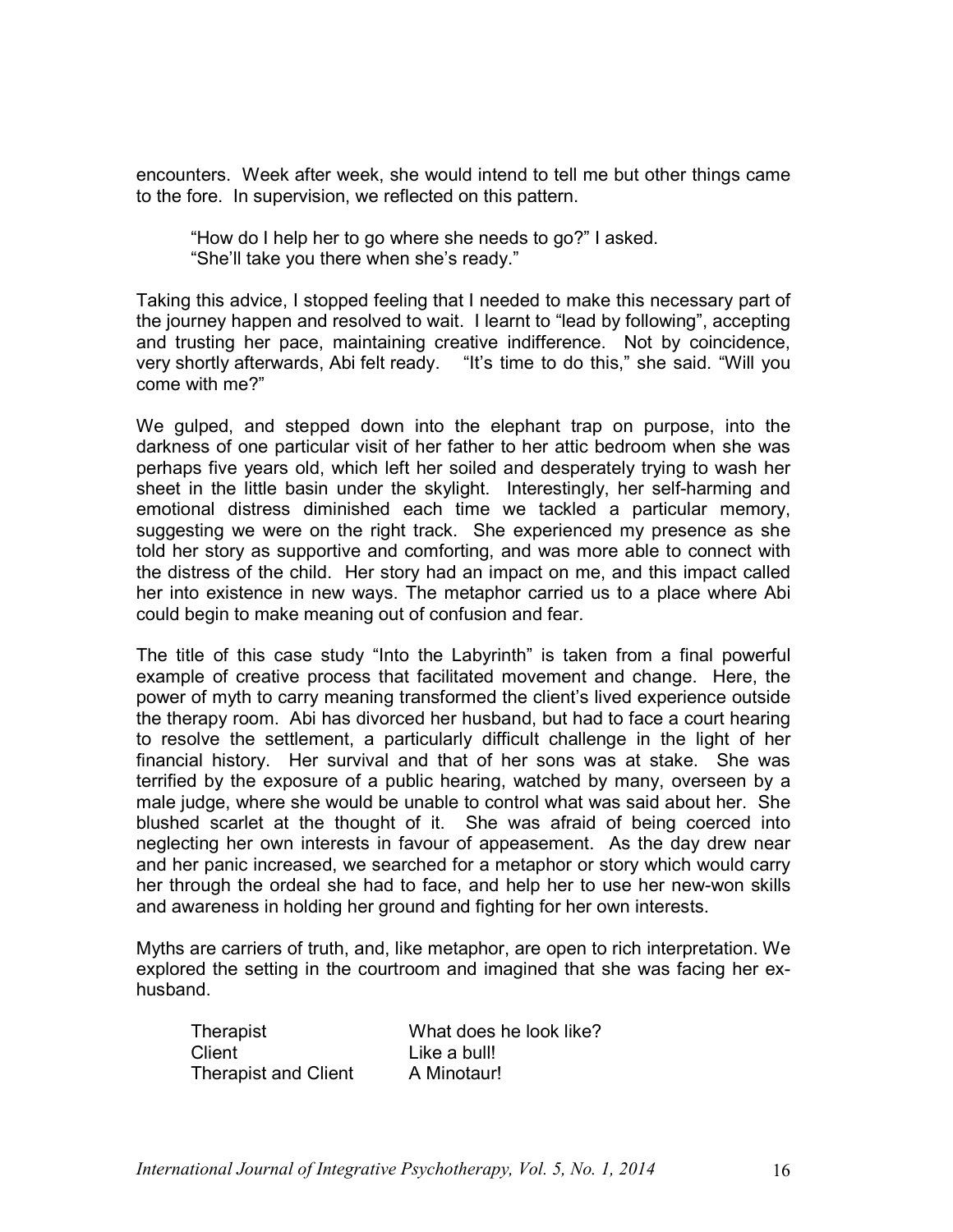encounters. Week after week, she would intend to tell me but other things came to the fore. In supervision, we reflected on this pattern.

> "How do I help her to go where she needs to go?" I asked.
> "She'll take you there when she's ready."

Taking this advice, I stopped feeling that I needed to make this necessary part of the journey happen and resolved to wait. I learnt to "lead by following", accepting and trusting her pace, maintaining creative indifference. Not by coincidence, very shortly afterwards, Abi felt ready. "It's time to do this," she said. "Will you come with me?"

We gulped, and stepped down into the elephant trap on purpose, into the darkness of one particular visit of her father to her attic bedroom when she was perhaps five years old, which left her soiled and desperately trying to wash her sheet in the little basin under the skylight. Interestingly, her self-harming and emotional distress diminished each time we tackled a particular memory, suggesting we were on the right track. She experienced my presence as she told her story as supportive and comforting, and was more able to connect with the distress of the child. Her story had an impact on me, and this impact called her into existence in new ways. The metaphor carried us to a place where Abi could begin to make meaning out of confusion and fear.

The title of this case study "Into the Labyrinth" is taken from a final powerful example of creative process that facilitated movement and change. Here, the power of myth to carry meaning transformed the client's lived experience outside the therapy room. Abi has divorced her husband, but had to face a court hearing to resolve the settlement, a particularly difficult challenge in the light of her financial history. Her survival and that of her sons was at stake. She was terrified by the exposure of a public hearing, watched by many, overseen by a male judge, where she would be unable to control what was said about her. She blushed scarlet at the thought of it. She was afraid of being coerced into neglecting her own interests in favour of appeasement. As the day drew near and her panic increased, we searched for a metaphor or story which would carry her through the ordeal she had to face, and help her to use her new-won skills and awareness in holding her ground and fighting for her own interests.

Myths are carriers of truth, and, like metaphor, are open to rich interpretation. We explored the setting in the courtroom and imagined that she was facing her ex-husband.

| | |
|---|---|
| Therapist | What does he look like? |
| Client | Like a bull! |
| Therapist and Client | A Minotaur! |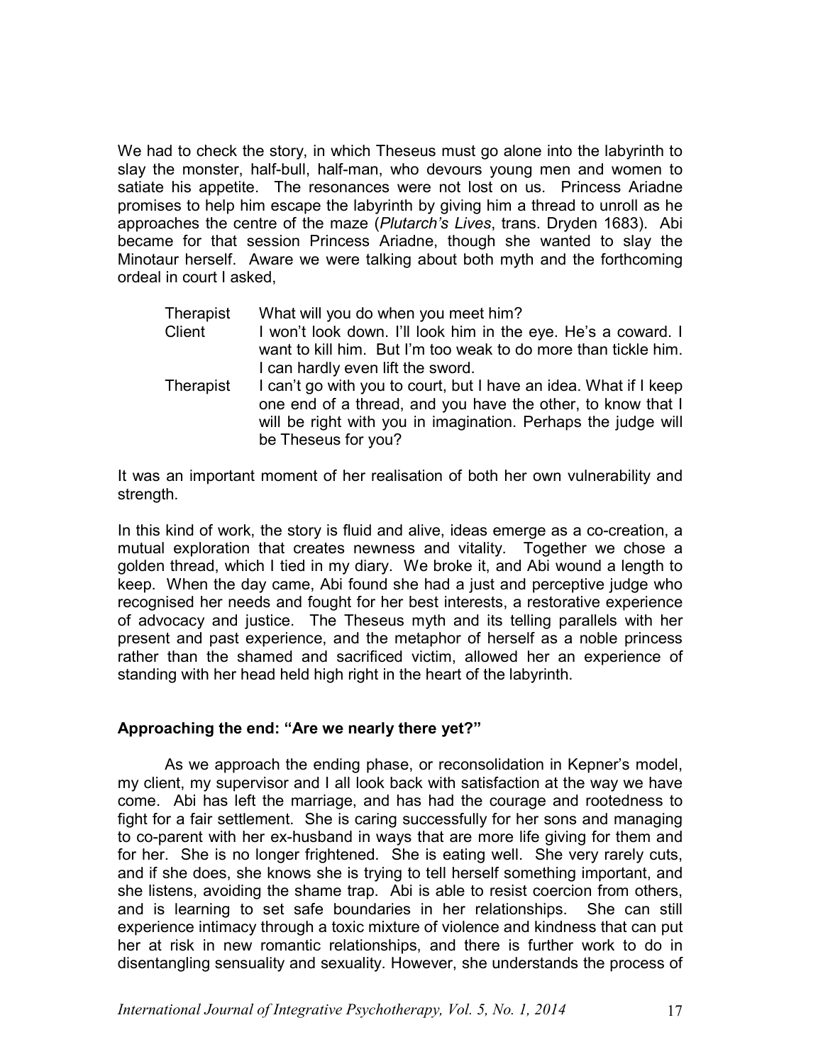We had to check the story, in which Theseus must go alone into the labyrinth to slay the monster, half-bull, half-man, who devours young men and women to satiate his appetite. The resonances were not lost on us. Princess Ariadne promises to help him escape the labyrinth by giving him a thread to unroll as he approaches the centre of the maze (*Plutarch's Lives*, trans. Dryden 1683). Abi became for that session Princess Ariadne, though she wanted to slay the Minotaur herself. Aware we were talking about both myth and the forthcoming ordeal in court I asked,

> Therapist — What will you do when you meet him?
>
> Client — I won't look down. I'll look him in the eye. He's a coward. I want to kill him. But I'm too weak to do more than tickle him. I can hardly even lift the sword.
>
> Therapist — I can't go with you to court, but I have an idea. What if I keep one end of a thread, and you have the other, to know that I will be right with you in imagination. Perhaps the judge will be Theseus for you?

It was an important moment of her realisation of both her own vulnerability and strength.

In this kind of work, the story is fluid and alive, ideas emerge as a co-creation, a mutual exploration that creates newness and vitality. Together we chose a golden thread, which I tied in my diary. We broke it, and Abi wound a length to keep. When the day came, Abi found she had a just and perceptive judge who recognised her needs and fought for her best interests, a restorative experience of advocacy and justice. The Theseus myth and its telling parallels with her present and past experience, and the metaphor of herself as a noble princess rather than the shamed and sacrificed victim, allowed her an experience of standing with her head held high right in the heart of the labyrinth.

## Approaching the end: "Are we nearly there yet?"

As we approach the ending phase, or reconsolidation in Kepner's model, my client, my supervisor and I all look back with satisfaction at the way we have come. Abi has left the marriage, and has had the courage and rootedness to fight for a fair settlement. She is caring successfully for her sons and managing to co-parent with her ex-husband in ways that are more life giving for them and for her. She is no longer frightened. She is eating well. She very rarely cuts, and if she does, she knows she is trying to tell herself something important, and she listens, avoiding the shame trap. Abi is able to resist coercion from others, and is learning to set safe boundaries in her relationships. She can still experience intimacy through a toxic mixture of violence and kindness that can put her at risk in new romantic relationships, and there is further work to do in disentangling sensuality and sexuality. However, she understands the process of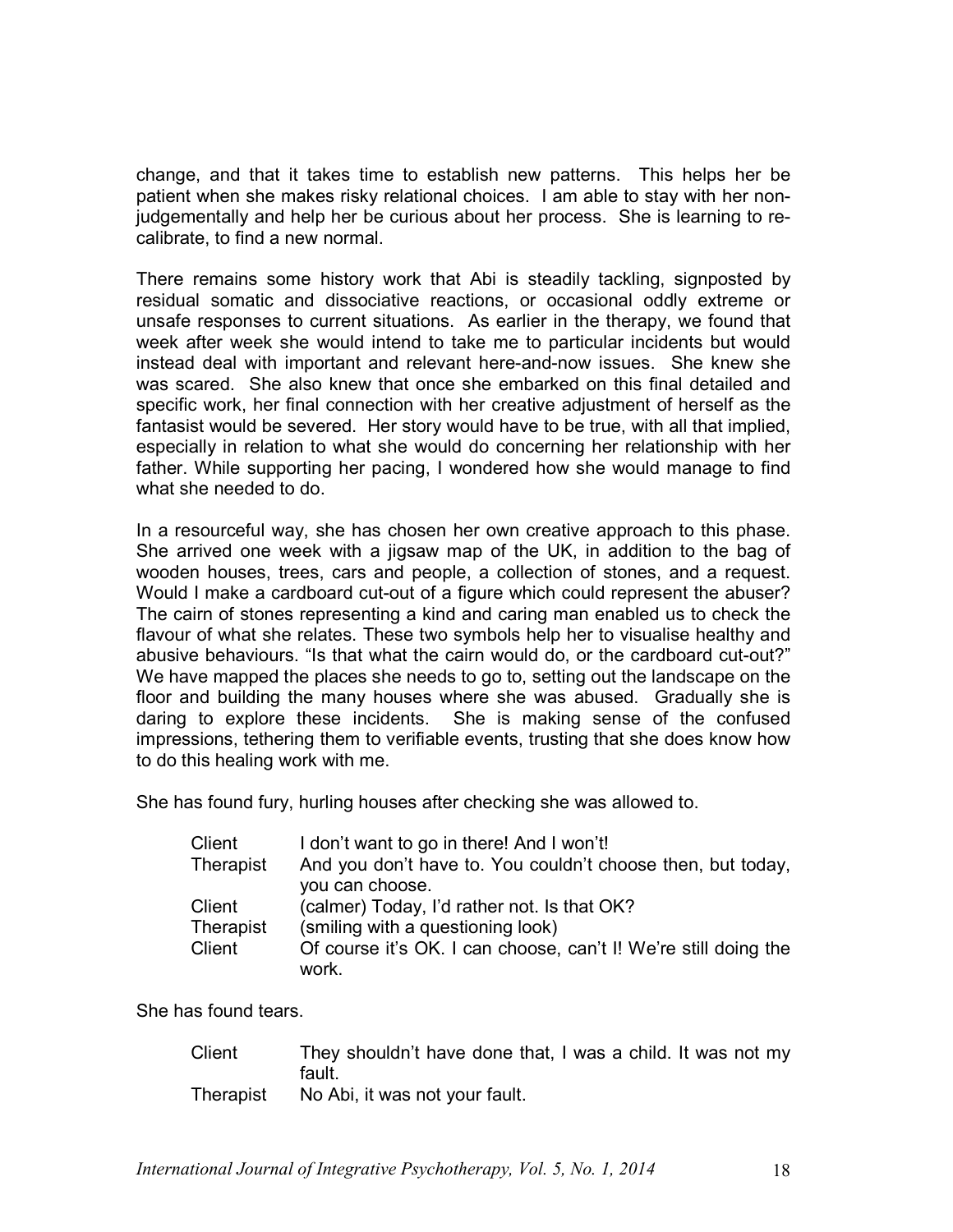change, and that it takes time to establish new patterns. This helps her be patient when she makes risky relational choices. I am able to stay with her non-judgementally and help her be curious about her process. She is learning to re-calibrate, to find a new normal.

There remains some history work that Abi is steadily tackling, signposted by residual somatic and dissociative reactions, or occasional oddly extreme or unsafe responses to current situations. As earlier in the therapy, we found that week after week she would intend to take me to particular incidents but would instead deal with important and relevant here-and-now issues. She knew she was scared. She also knew that once she embarked on this final detailed and specific work, her final connection with her creative adjustment of herself as the fantasist would be severed. Her story would have to be true, with all that implied, especially in relation to what she would do concerning her relationship with her father. While supporting her pacing, I wondered how she would manage to find what she needed to do.

In a resourceful way, she has chosen her own creative approach to this phase. She arrived one week with a jigsaw map of the UK, in addition to the bag of wooden houses, trees, cars and people, a collection of stones, and a request. Would I make a cardboard cut-out of a figure which could represent the abuser? The cairn of stones representing a kind and caring man enabled us to check the flavour of what she relates. These two symbols help her to visualise healthy and abusive behaviours. "Is that what the cairn would do, or the cardboard cut-out?" We have mapped the places she needs to go to, setting out the landscape on the floor and building the many houses where she was abused. Gradually she is daring to explore these incidents. She is making sense of the confused impressions, tethering them to verifiable events, trusting that she does know how to do this healing work with me.

She has found fury, hurling houses after checking she was allowed to.

| | |
|---|---|
| Client | I don't want to go in there! And I won't! |
| Therapist | And you don't have to. You couldn't choose then, but today, you can choose. |
| Client | (calmer) Today, I'd rather not. Is that OK? |
| Therapist | (smiling with a questioning look) |
| Client | Of course it's OK. I can choose, can't I! We're still doing the work. |

She has found tears.

| | |
|---|---|
| Client | They shouldn't have done that, I was a child. It was not my fault. |
| Therapist | No Abi, it was not your fault. |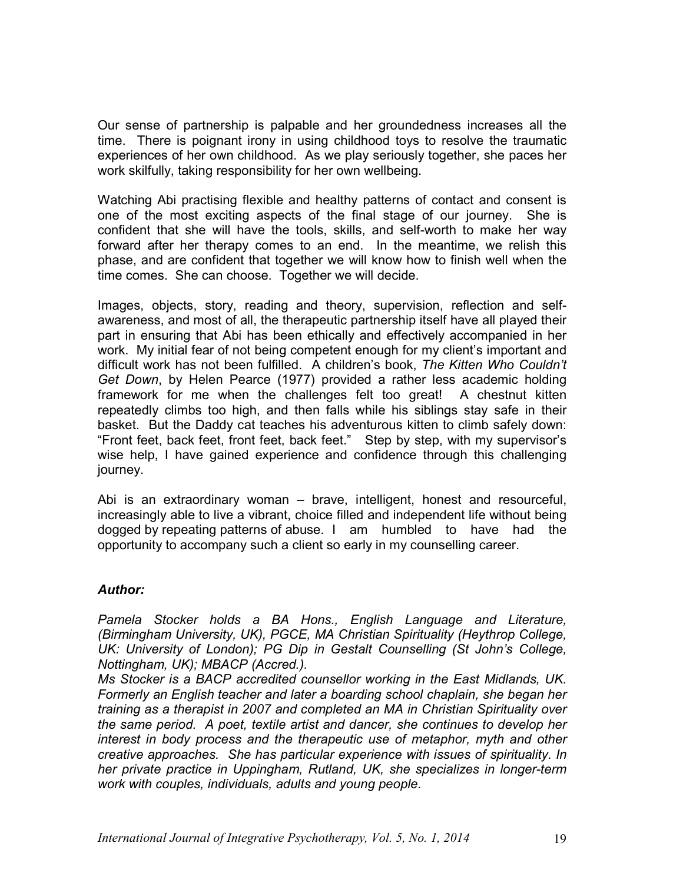Our sense of partnership is palpable and her groundedness increases all the time. There is poignant irony in using childhood toys to resolve the traumatic experiences of her own childhood. As we play seriously together, she paces her work skilfully, taking responsibility for her own wellbeing.

Watching Abi practising flexible and healthy patterns of contact and consent is one of the most exciting aspects of the final stage of our journey. She is confident that she will have the tools, skills, and self-worth to make her way forward after her therapy comes to an end. In the meantime, we relish this phase, and are confident that together we will know how to finish well when the time comes. She can choose. Together we will decide.

Images, objects, story, reading and theory, supervision, reflection and self-awareness, and most of all, the therapeutic partnership itself have all played their part in ensuring that Abi has been ethically and effectively accompanied in her work. My initial fear of not being competent enough for my client's important and difficult work has not been fulfilled. A children's book, *The Kitten Who Couldn't Get Down*, by Helen Pearce (1977) provided a rather less academic holding framework for me when the challenges felt too great! A chestnut kitten repeatedly climbs too high, and then falls while his siblings stay safe in their basket. But the Daddy cat teaches his adventurous kitten to climb safely down: "Front feet, back feet, front feet, back feet." Step by step, with my supervisor's wise help, I have gained experience and confidence through this challenging journey.

Abi is an extraordinary woman – brave, intelligent, honest and resourceful, increasingly able to live a vibrant, choice filled and independent life without being dogged by repeating patterns of abuse. I am humbled to have had the opportunity to accompany such a client so early in my counselling career.

### *Author:*

*Pamela Stocker holds a BA Hons., English Language and Literature, (Birmingham University, UK), PGCE, MA Christian Spirituality (Heythrop College, UK: University of London); PG Dip in Gestalt Counselling (St John's College, Nottingham, UK); MBACP (Accred.).*

*Ms Stocker is a BACP accredited counsellor working in the East Midlands, UK. Formerly an English teacher and later a boarding school chaplain, she began her training as a therapist in 2007 and completed an MA in Christian Spirituality over the same period. A poet, textile artist and dancer, she continues to develop her interest in body process and the therapeutic use of metaphor, myth and other creative approaches. She has particular experience with issues of spirituality. In her private practice in Uppingham, Rutland, UK, she specializes in longer-term work with couples, individuals, adults and young people.*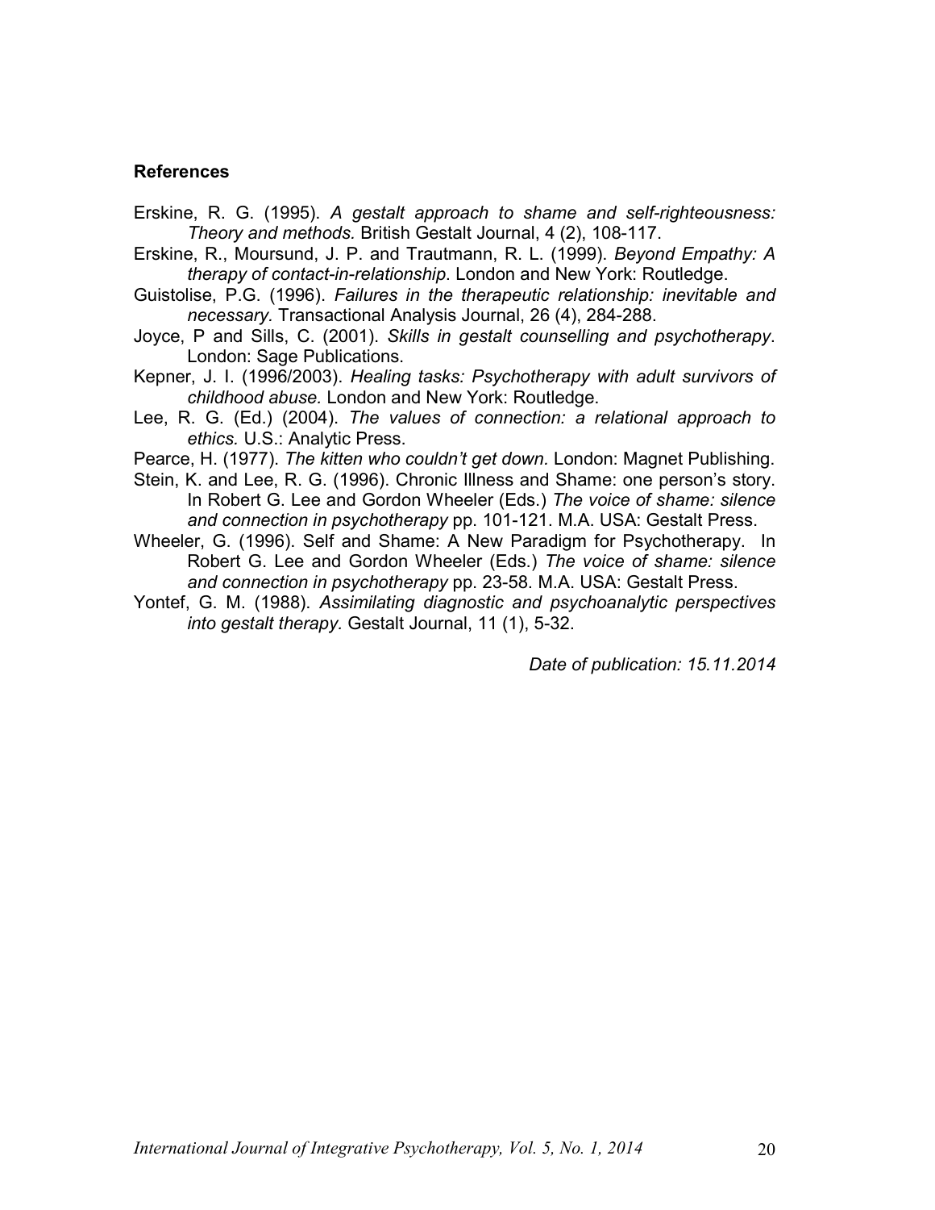**References**

Erskine, R. G. (1995). *A gestalt approach to shame and self-righteousness: Theory and methods.* British Gestalt Journal, 4 (2), 108-117.

Erskine, R., Moursund, J. P. and Trautmann, R. L. (1999). *Beyond Empathy: A therapy of contact-in-relationship*. London and New York: Routledge.

Guistolise, P.G. (1996). *Failures in the therapeutic relationship: inevitable and necessary.* Transactional Analysis Journal, 26 (4), 284-288.

Joyce, P and Sills, C. (2001). *Skills in gestalt counselling and psychotherapy*. London: Sage Publications.

Kepner, J. I. (1996/2003). *Healing tasks: Psychotherapy with adult survivors of childhood abuse.* London and New York: Routledge.

Lee, R. G. (Ed.) (2004). *The values of connection: a relational approach to ethics.* U.S.: Analytic Press.

Pearce, H. (1977). *The kitten who couldn't get down.* London: Magnet Publishing.

Stein, K. and Lee, R. G. (1996). Chronic Illness and Shame: one person's story. In Robert G. Lee and Gordon Wheeler (Eds.) *The voice of shame: silence and connection in psychotherapy* pp. 101-121. M.A. USA: Gestalt Press.

Wheeler, G. (1996). Self and Shame: A New Paradigm for Psychotherapy. In Robert G. Lee and Gordon Wheeler (Eds.) *The voice of shame: silence and connection in psychotherapy* pp. 23-58. M.A. USA: Gestalt Press.

Yontef, G. M. (1988). *Assimilating diagnostic and psychoanalytic perspectives into gestalt therapy.* Gestalt Journal, 11 (1), 5-32.

*Date of publication: 15.11.2014*